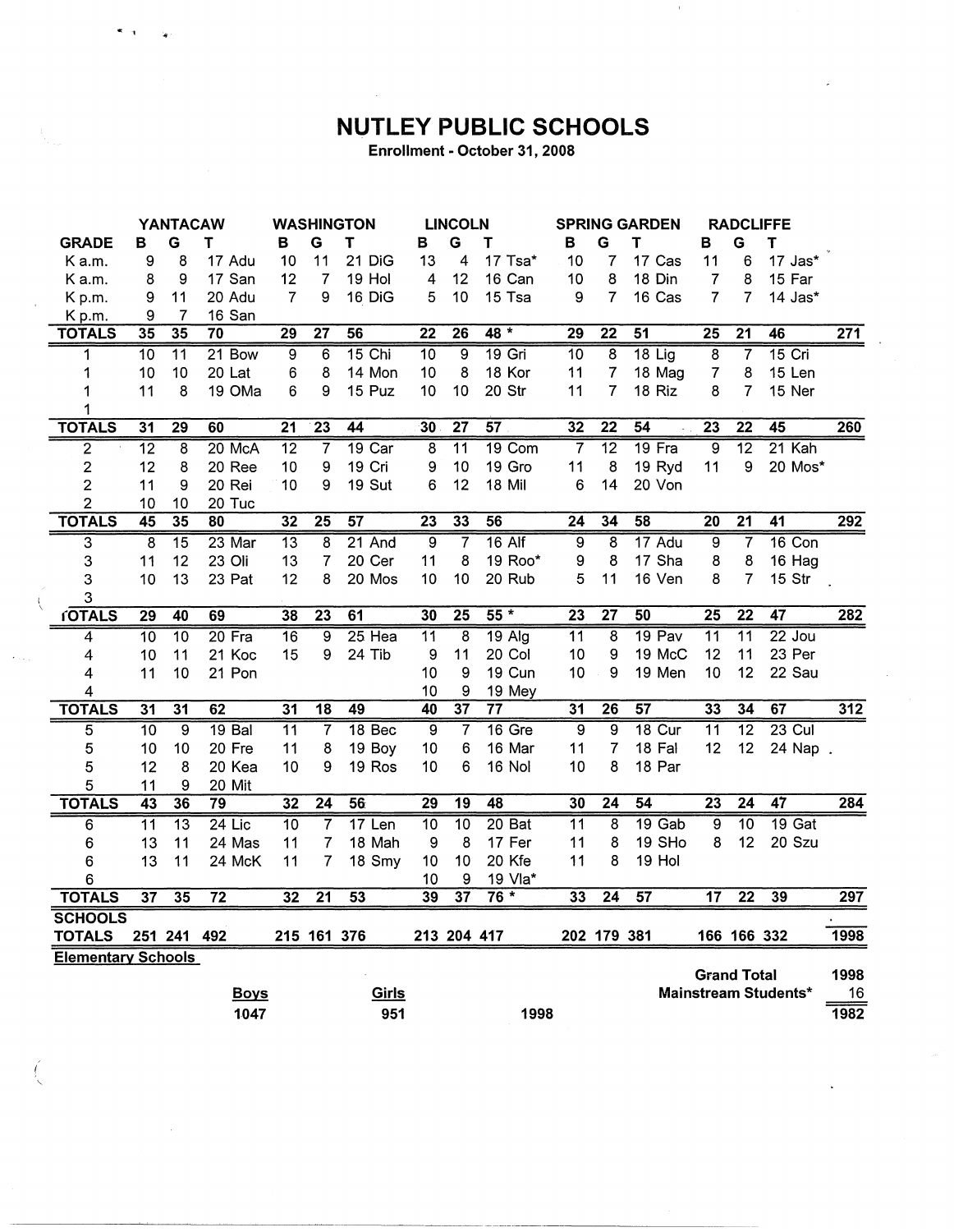# NUTLEY PUBLIC SCHOOLS

Enrollment - October 31, 2008

| GRADE | YANTACAW B | G | T | | WASHINGTON B | G | T | | LINCOLN B | G | T | | SPRING GARDEN B | G | T | | RADCLIFFE B | G | T | | |
|---|---|---|---|---|---|---|---|---|---|---|---|---|---|---|---|---|---|---|---|---|---|
| K a.m. | 9 | 8 | 17 | Adu | 10 | 11 | 21 | DiG | 13 | 4 | 17 | Tsa* | 10 | 7 | 17 | Cas | 11 | 6 | 17 | Jas* | |
| K a.m. | 8 | 9 | 17 | San | 12 | 7 | 19 | Hol | 4 | 12 | 16 | Can | 10 | 8 | 18 | Din | 7 | 8 | 15 | Far | |
| K p.m. | 9 | 11 | 20 | Adu | 7 | 9 | 16 | DiG | 5 | 10 | 15 | Tsa | 9 | 7 | 16 | Cas | 7 | 7 | 14 | Jas* | |
| K p.m. | 9 | 7 | 16 | San | | | | | | | | | | | | | | | | | |
| **TOTALS** | 35 | 35 | 70 | | 29 | 27 | 56 | | 22 | 26 | 48 * | | 29 | 22 | 51 | | 25 | 21 | 46 | | 271 |
| 1 | 10 | 11 | 21 | Bow | 9 | 6 | 15 | Chi | 10 | 9 | 19 | Gri | 10 | 8 | 18 | Lig | 8 | 7 | 15 | Cri | |
| 1 | 10 | 10 | 20 | Lat | 6 | 8 | 14 | Mon | 10 | 8 | 18 | Kor | 11 | 7 | 18 | Mag | 7 | 8 | 15 | Len | |
| 1 | 11 | 8 | 19 | OMa | 6 | 9 | 15 | Puz | 10 | 10 | 20 | Str | 11 | 7 | 18 | Riz | 8 | 7 | 15 | Ner | |
| 1 | | | | | | | | | | | | | | | | | | | | | |
| **TOTALS** | 31 | 29 | 60 | | 21 | 23 | 44 | | 30 | 27 | 57 | | 32 | 22 | 54 | | 23 | 22 | 45 | | 260 |
| 2 | 12 | 8 | 20 | McA | 12 | 7 | 19 | Car | 8 | 11 | 19 | Com | 7 | 12 | 19 | Fra | 9 | 12 | 21 | Kah | |
| 2 | 12 | 8 | 20 | Ree | 10 | 9 | 19 | Cri | 9 | 10 | 19 | Gro | 11 | 8 | 19 | Ryd | 11 | 9 | 20 | Mos* | |
| 2 | 11 | 9 | 20 | Rei | 10 | 9 | 19 | Sut | 6 | 12 | 18 | Mil | 6 | 14 | 20 | Von | | | | | |
| 2 | 10 | 10 | 20 | Tuc | | | | | | | | | | | | | | | | | |
| **TOTALS** | 45 | 35 | 80 | | 32 | 25 | 57 | | 23 | 33 | 56 | | 24 | 34 | 58 | | 20 | 21 | 41 | | 292 |
| 3 | 8 | 15 | 23 | Mar | 13 | 8 | 21 | And | 9 | 7 | 16 | Alf | 9 | 8 | 17 | Adu | 9 | 7 | 16 | Con | |
| 3 | 11 | 12 | 23 | Oli | 13 | 7 | 20 | Cer | 11 | 8 | 19 | Roo* | 9 | 8 | 17 | Sha | 8 | 8 | 16 | Hag | |
| 3 | 10 | 13 | 23 | Pat | 12 | 8 | 20 | Mos | 10 | 10 | 20 | Rub | 5 | 11 | 16 | Ven | 8 | 7 | 15 | Str | |
| 3 | | | | | | | | | | | | | | | | | | | | | |
| **TOTALS** | 29 | 40 | 69 | | 38 | 23 | 61 | | 30 | 25 | 55 * | | 23 | 27 | 50 | | 25 | 22 | 47 | | 282 |
| 4 | 10 | 10 | 20 | Fra | 16 | 9 | 25 | Hea | 11 | 8 | 19 | Alg | 11 | 8 | 19 | Pav | 11 | 11 | 22 | Jou | |
| 4 | 10 | 11 | 21 | Koc | 15 | 9 | 24 | Tib | 9 | 11 | 20 | Col | 10 | 9 | 19 | McC | 12 | 11 | 23 | Per | |
| 4 | 11 | 10 | 21 | Pon | | | | | 10 | 9 | 19 | Cun | 10 | 9 | 19 | Men | 10 | 12 | 22 | Sau | |
| 4 | | | | | | | | | 10 | 9 | 19 | Mey | | | | | | | | | |
| **TOTALS** | 31 | 31 | 62 | | 31 | 18 | 49 | | 40 | 37 | 77 | | 31 | 26 | 57 | | 33 | 34 | 67 | | 312 |
| 5 | 10 | 9 | 19 | Bal | 11 | 7 | 18 | Bec | 9 | 7 | 16 | Gre | 9 | 9 | 18 | Cur | 11 | 12 | 23 | Cul | |
| 5 | 10 | 10 | 20 | Fre | 11 | 8 | 19 | Boy | 10 | 6 | 16 | Mar | 11 | 7 | 18 | Fal | 12 | 12 | 24 | Nap | |
| 5 | 12 | 8 | 20 | Kea | 10 | 9 | 19 | Ros | 10 | 6 | 16 | Nol | 10 | 8 | 18 | Par | | | | | |
| 5 | 11 | 9 | 20 | Mit | | | | | | | | | | | | | | | | | |
| **TOTALS** | 43 | 36 | 79 | | 32 | 24 | 56 | | 29 | 19 | 48 | | 30 | 24 | 54 | | 23 | 24 | 47 | | 284 |
| 6 | 11 | 13 | 24 | Lic | 10 | 7 | 17 | Len | 10 | 10 | 20 | Bat | 11 | 8 | 19 | Gab | 9 | 10 | 19 | Gat | |
| 6 | 13 | 11 | 24 | Mas | 11 | 7 | 18 | Mah | 9 | 8 | 17 | Fer | 11 | 8 | 19 | SHo | 8 | 12 | 20 | Szu | |
| 6 | 13 | 11 | 24 | McK | 11 | 7 | 18 | Smy | 10 | 10 | 20 | Kfe | 11 | 8 | 19 | Hol | | | | | |
| 6 | | | | | | | | | 10 | 9 | 19 | Vla* | | | | | | | | | |
| **TOTALS** | 37 | 35 | 72 | | 32 | 21 | 53 | | 39 | 37 | 76 * | | 33 | 24 | 57 | | 17 | 22 | 39 | | 297 |
| **SCHOOLS TOTALS** | 251 | 241 | 492 | | 215 | 161 | 376 | | 213 | 204 | 417 | | 202 | 179 | 381 | | 166 | 166 | 332 | | 1998 |

**Elementary Schools**

| Boys | Girls | | |
|---|---|---|---|
| 1047 | 951 | 1998 | |

| | |
|---|---|
| **Grand Total** | 1998 |
| **Mainstream Students*** | 16 |
| | 1982 |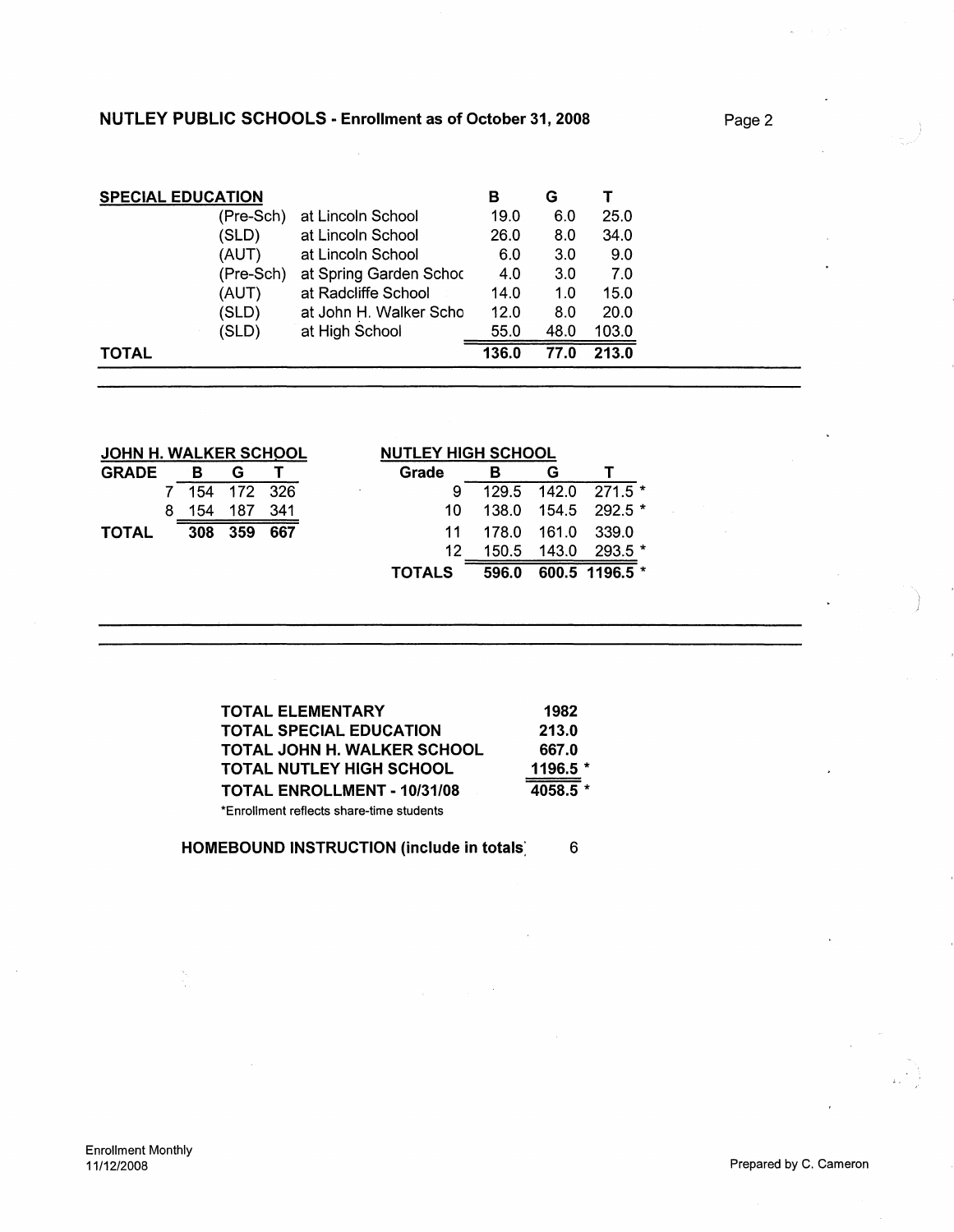## NUTLEY PUBLIC SCHOOLS - Enrollment as of October 31, 2008

| SPECIAL EDUCATION | | | B | G | T |
|---|---|---|---|---|---|
| | (Pre-Sch) | at Lincoln School | 19.0 | 6.0 | 25.0 |
| | (SLD) | at Lincoln School | 26.0 | 8.0 | 34.0 |
| | (AUT) | at Lincoln School | 6.0 | 3.0 | 9.0 |
| | (Pre-Sch) | at Spring Garden Schoc | 4.0 | 3.0 | 7.0 |
| | (AUT) | at Radcliffe School | 14.0 | 1.0 | 15.0 |
| | (SLD) | at John H. Walker Scho | 12.0 | 8.0 | 20.0 |
| | (SLD) | at High School | 55.0 | 48.0 | 103.0 |
| **TOTAL** | | | **136.0** | **77.0** | **213.0** |

**JOHN H. WALKER SCHOOL**

| GRADE | B | G | T |
|---|---|---|---|
| 7 | 154 | 172 | 326 |
| 8 | 154 | 187 | 341 |
| **TOTAL** | **308** | **359** | **667** |

**NUTLEY HIGH SCHOOL**

| Grade | B | G | T |
|---|---|---|---|
| 9 | 129.5 | 142.0 | 271.5 * |
| 10 | 138.0 | 154.5 | 292.5 * |
| 11 | 178.0 | 161.0 | 339.0 |
| 12 | 150.5 | 143.0 | 293.5 * |
| **TOTALS** | **596.0** | **600.5** | **1196.5 *** |

| | |
|---|---|
| **TOTAL ELEMENTARY** | **1982** |
| **TOTAL SPECIAL EDUCATION** | **213.0** |
| **TOTAL JOHN H. WALKER SCHOOL** | **667.0** |
| **TOTAL NUTLEY HIGH SCHOOL** | **1196.5 *** |
| **TOTAL ENROLLMENT - 10/31/08** | **4058.5 *** |

*Enrollment reflects share-time students

**HOMEBOUND INSTRUCTION (include in totals)** 6

Enrollment Monthly
11/12/2008

Prepared by C. Cameron